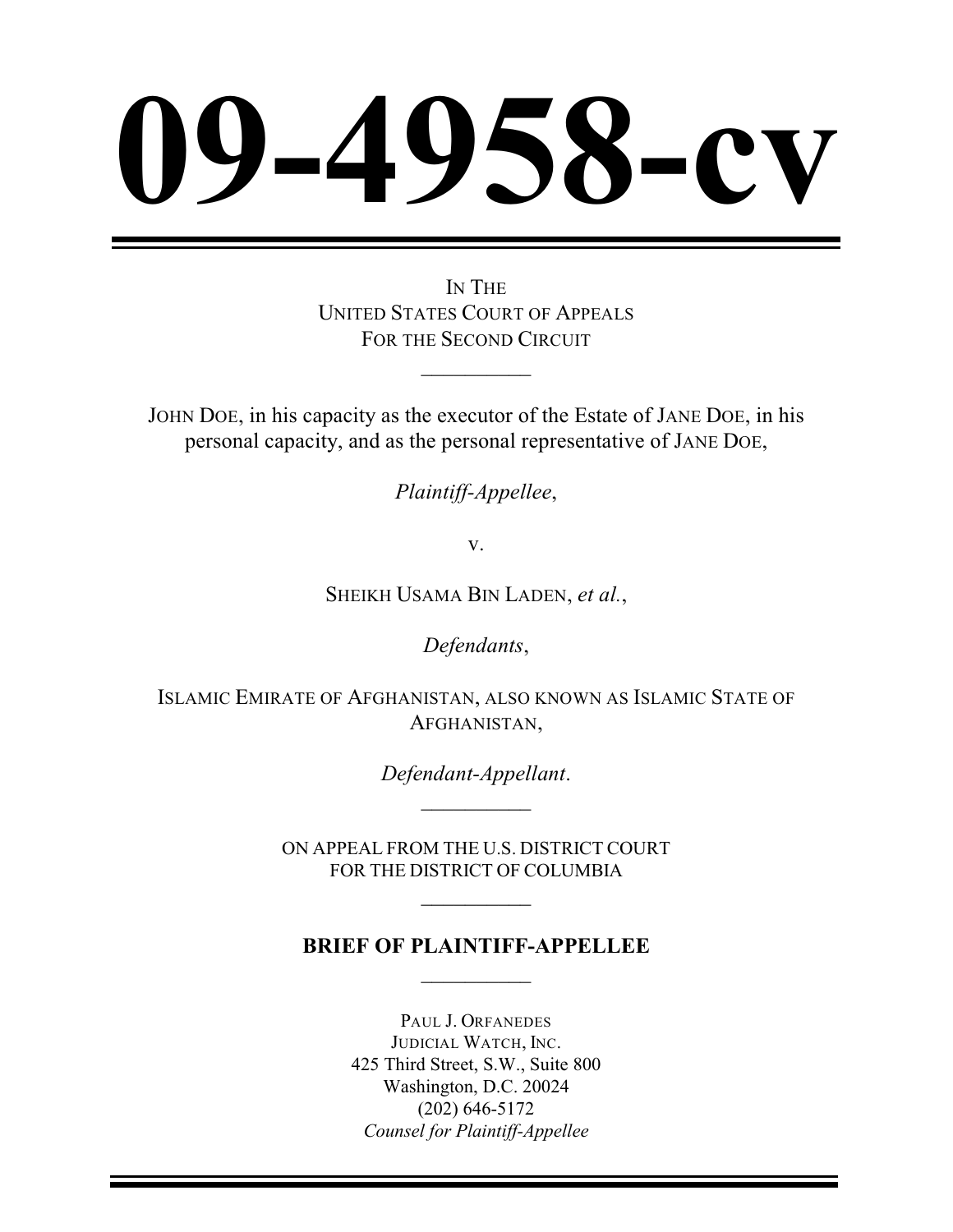# 09-4958-cv

---

IN THE
UNITED STATES COURT OF APPEALS
FOR THE SECOND CIRCUIT

---

JOHN DOE, in his capacity as the executor of the Estate of JANE DOE, in his personal capacity, and as the personal representative of JANE DOE,

*Plaintiff-Appellee*,

v.

SHEIKH USAMA BIN LADEN, *et al.*,

*Defendants*,

ISLAMIC EMIRATE OF AFGHANISTAN, ALSO KNOWN AS ISLAMIC STATE OF AFGHANISTAN,

*Defendant-Appellant*.

---

ON APPEAL FROM THE U.S. DISTRICT COURT
FOR THE DISTRICT OF COLUMBIA

---

**BRIEF OF PLAINTIFF-APPELLEE**

---

PAUL J. ORFANEDES
JUDICIAL WATCH, INC.
425 Third Street, S.W., Suite 800
Washington, D.C. 20024
(202) 646-5172
*Counsel for Plaintiff-Appellee*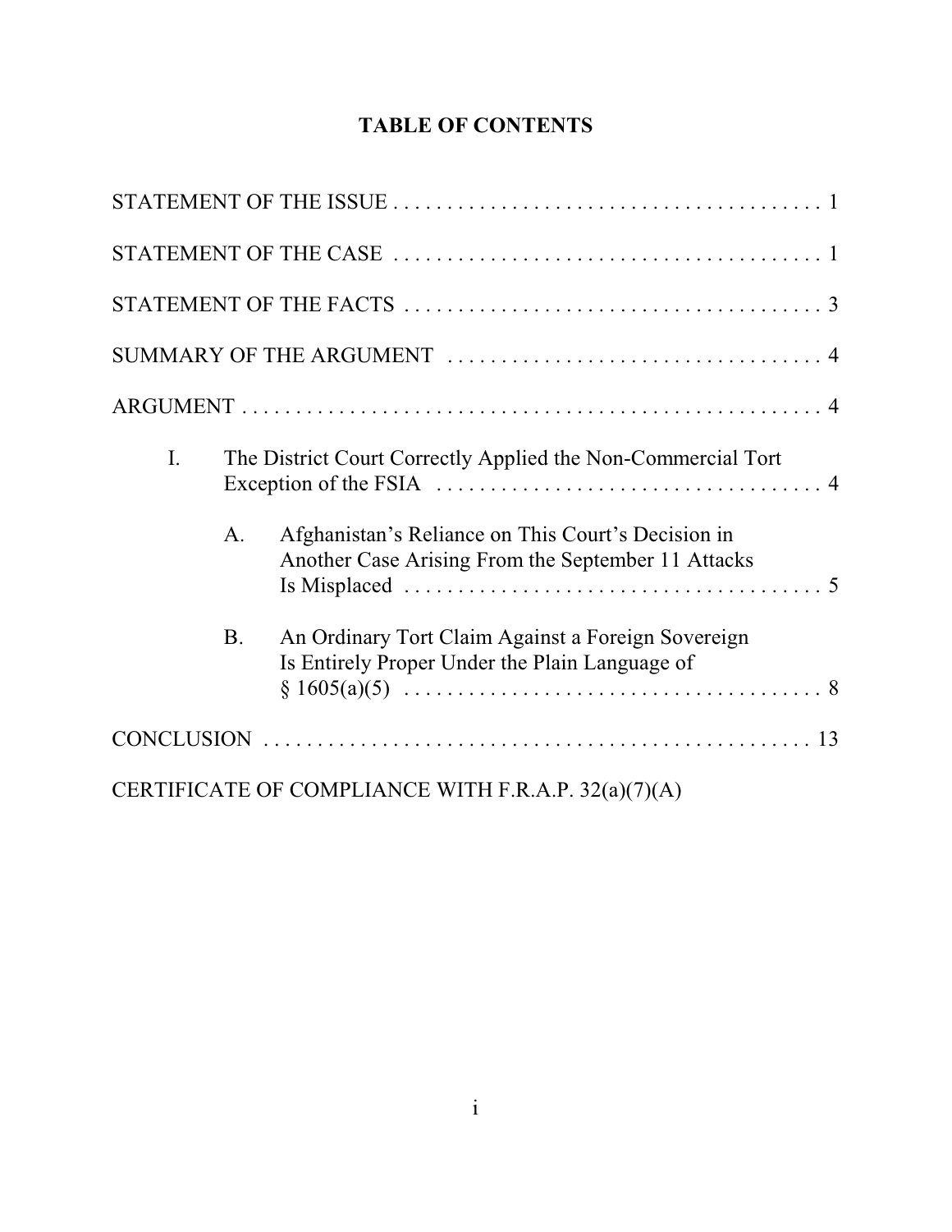# TABLE OF CONTENTS

STATEMENT OF THE ISSUE . . . . . . . . . . . . . . . . . . . . . . . . . . . . . . . . . . . . . . . . 1

STATEMENT OF THE CASE . . . . . . . . . . . . . . . . . . . . . . . . . . . . . . . . . . . . . . . . 1

STATEMENT OF THE FACTS . . . . . . . . . . . . . . . . . . . . . . . . . . . . . . . . . . . . . . . 3

SUMMARY OF THE ARGUMENT . . . . . . . . . . . . . . . . . . . . . . . . . . . . . . . . . . . 4

ARGUMENT . . . . . . . . . . . . . . . . . . . . . . . . . . . . . . . . . . . . . . . . . . . . . . . . . . . . 4

- I. The District Court Correctly Applied the Non-Commercial Tort Exception of the FSIA . . . . . . . . . . . . . . . . . . . . . . . . . . . . . . . . . . . 4
  - A. Afghanistan's Reliance on This Court's Decision in Another Case Arising From the September 11 Attacks Is Misplaced . . . . . . . . . . . . . . . . . . . . . . . . . . . . . . . . . . . . . . 5
  - B. An Ordinary Tort Claim Against a Foreign Sovereign Is Entirely Proper Under the Plain Language of § 1605(a)(5) . . . . . . . . . . . . . . . . . . . . . . . . . . . . . . . . . . . . . . 8

CONCLUSION . . . . . . . . . . . . . . . . . . . . . . . . . . . . . . . . . . . . . . . . . . . . . . . . . . . 13

CERTIFICATE OF COMPLIANCE WITH F.R.A.P. 32(a)(7)(A)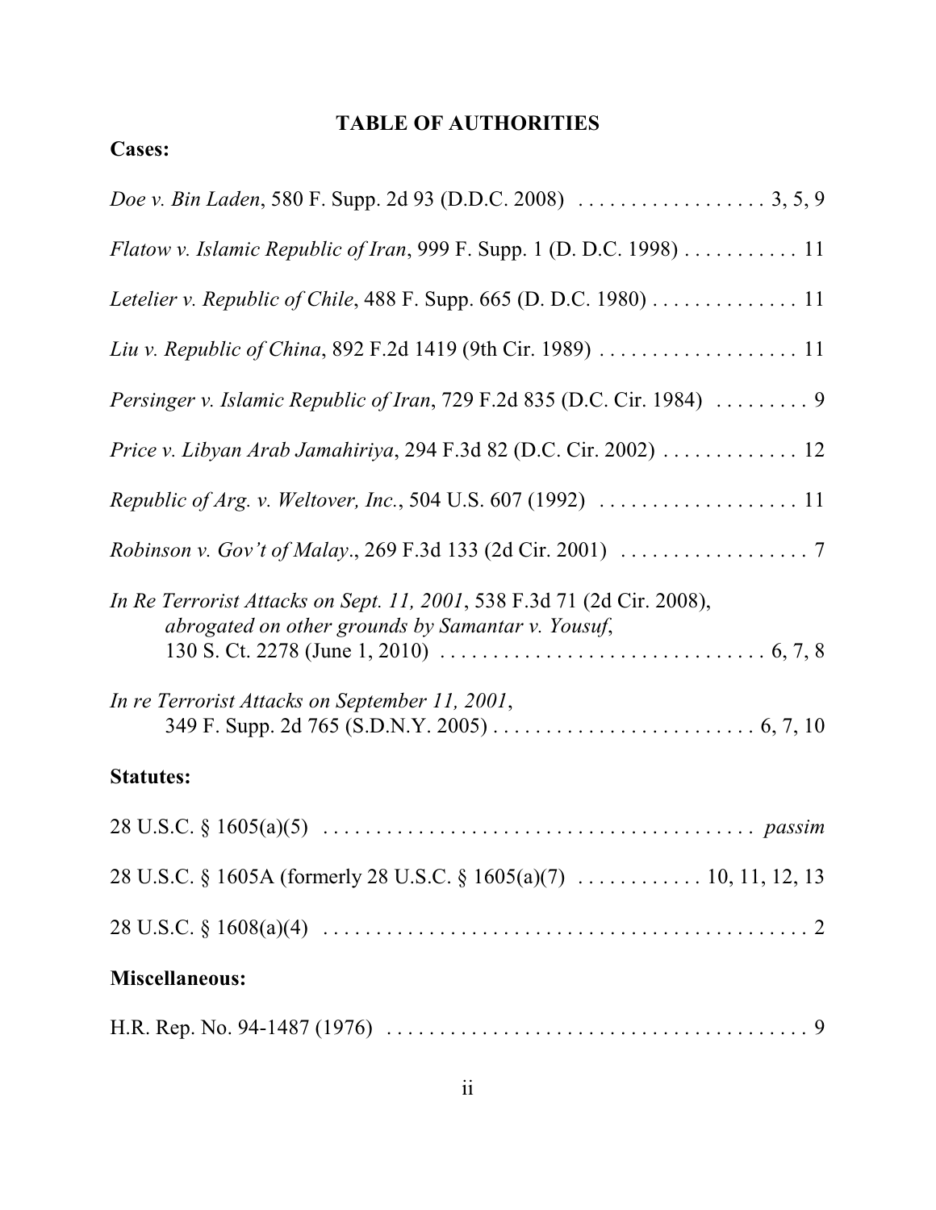## TABLE OF AUTHORITIES

**Cases:**

*Doe v. Bin Laden*, 580 F. Supp. 2d 93 (D.D.C. 2008) . . . . . . . . . . . . . . . . . . 3, 5, 9

*Flatow v. Islamic Republic of Iran*, 999 F. Supp. 1 (D. D.C. 1998) . . . . . . . . . . . 11

*Letelier v. Republic of Chile*, 488 F. Supp. 665 (D. D.C. 1980) . . . . . . . . . . . . . . 11

*Liu v. Republic of China*, 892 F.2d 1419 (9th Cir. 1989) . . . . . . . . . . . . . . . . . . . 11

*Persinger v. Islamic Republic of Iran*, 729 F.2d 835 (D.C. Cir. 1984) . . . . . . . . . 9

*Price v. Libyan Arab Jamahiriya*, 294 F.3d 82 (D.C. Cir. 2002) . . . . . . . . . . . . . 12

*Republic of Arg. v. Weltover, Inc.*, 504 U.S. 607 (1992) . . . . . . . . . . . . . . . . . . . 11

*Robinson v. Gov't of Malay*., 269 F.3d 133 (2d Cir. 2001) . . . . . . . . . . . . . . . . . . 7

*In Re Terrorist Attacks on Sept. 11, 2001*, 538 F.3d 71 (2d Cir. 2008), *abrogated on other grounds by Samantar v. Yousuf*, 130 S. Ct. 2278 (June 1, 2010) . . . . . . . . . . . . . . . . . . . . . . . . . . . . . . . 6, 7, 8

*In re Terrorist Attacks on September 11, 2001*, 349 F. Supp. 2d 765 (S.D.N.Y. 2005) . . . . . . . . . . . . . . . . . . . . . . . . . 6, 7, 10

**Statutes:**

28 U.S.C. § 1605(a)(5) . . . . . . . . . . . . . . . . . . . . . . . . . . . . . . . . . . . . . . . . . *passim*

28 U.S.C. § 1605A (formerly 28 U.S.C. § 1605(a)(7) . . . . . . . . . . . . 10, 11, 12, 13

28 U.S.C. § 1608(a)(4) . . . . . . . . . . . . . . . . . . . . . . . . . . . . . . . . . . . . . . . . . . . . 2

**Miscellaneous:**

H.R. Rep. No. 94-1487 (1976) . . . . . . . . . . . . . . . . . . . . . . . . . . . . . . . . . . . . . . . 9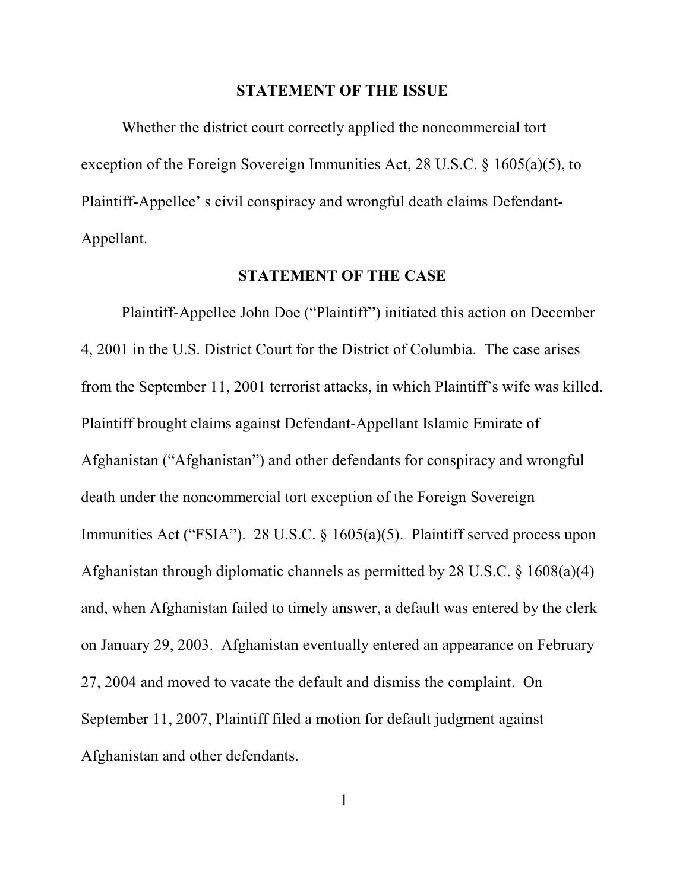## STATEMENT OF THE ISSUE

Whether the district court correctly applied the noncommercial tort exception of the Foreign Sovereign Immunities Act, 28 U.S.C. § 1605(a)(5), to Plaintiff-Appellee' s civil conspiracy and wrongful death claims Defendant-Appellant.

## STATEMENT OF THE CASE

Plaintiff-Appellee John Doe ("Plaintiff") initiated this action on December 4, 2001 in the U.S. District Court for the District of Columbia. The case arises from the September 11, 2001 terrorist attacks, in which Plaintiff's wife was killed. Plaintiff brought claims against Defendant-Appellant Islamic Emirate of Afghanistan ("Afghanistan") and other defendants for conspiracy and wrongful death under the noncommercial tort exception of the Foreign Sovereign Immunities Act ("FSIA"). 28 U.S.C. § 1605(a)(5). Plaintiff served process upon Afghanistan through diplomatic channels as permitted by 28 U.S.C. § 1608(a)(4) and, when Afghanistan failed to timely answer, a default was entered by the clerk on January 29, 2003. Afghanistan eventually entered an appearance on February 27, 2004 and moved to vacate the default and dismiss the complaint. On September 11, 2007, Plaintiff filed a motion for default judgment against Afghanistan and other defendants.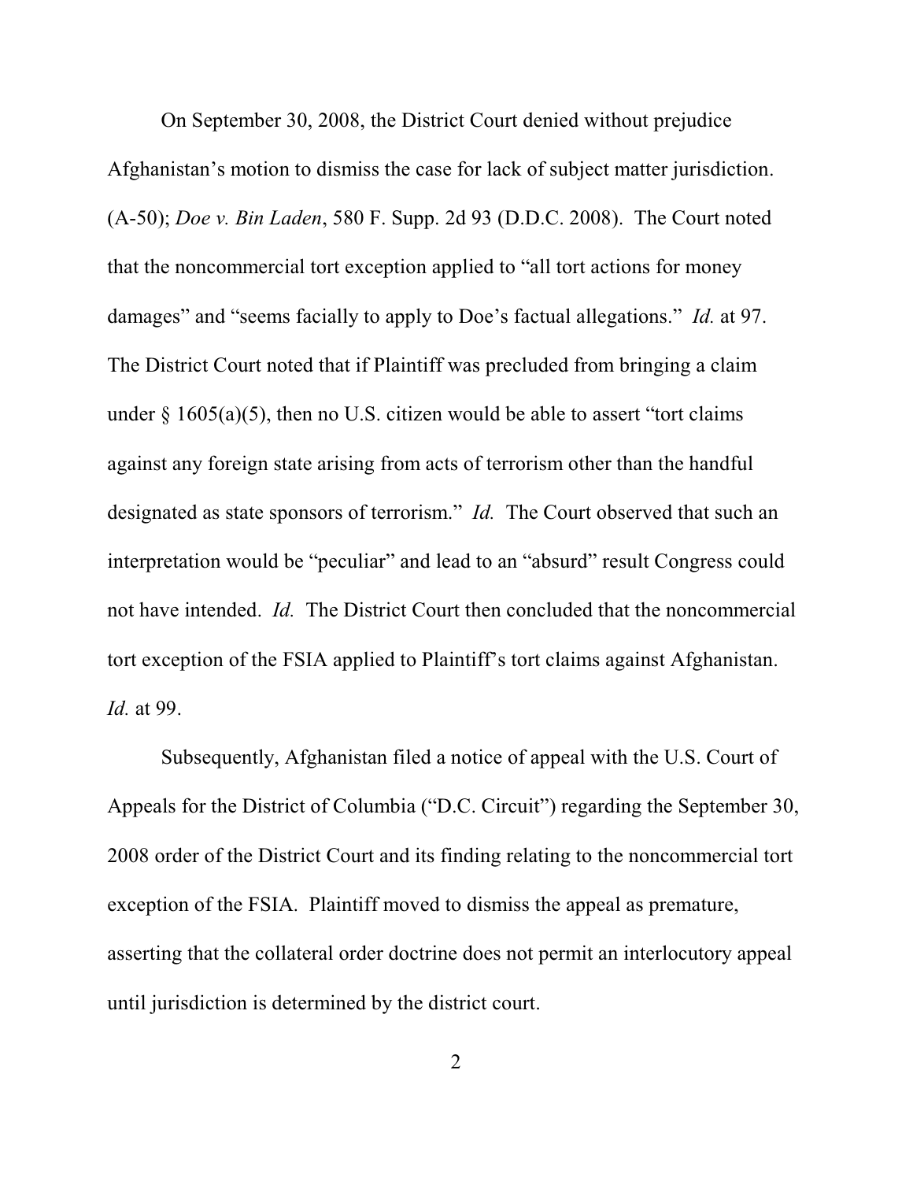On September 30, 2008, the District Court denied without prejudice Afghanistan's motion to dismiss the case for lack of subject matter jurisdiction. (A-50); *Doe v. Bin Laden*, 580 F. Supp. 2d 93 (D.D.C. 2008). The Court noted that the noncommercial tort exception applied to "all tort actions for money damages" and "seems facially to apply to Doe's factual allegations." *Id.* at 97. The District Court noted that if Plaintiff was precluded from bringing a claim under § 1605(a)(5), then no U.S. citizen would be able to assert "tort claims against any foreign state arising from acts of terrorism other than the handful designated as state sponsors of terrorism." *Id.* The Court observed that such an interpretation would be "peculiar" and lead to an "absurd" result Congress could not have intended. *Id.* The District Court then concluded that the noncommercial tort exception of the FSIA applied to Plaintiff's tort claims against Afghanistan. *Id.* at 99.

Subsequently, Afghanistan filed a notice of appeal with the U.S. Court of Appeals for the District of Columbia ("D.C. Circuit") regarding the September 30, 2008 order of the District Court and its finding relating to the noncommercial tort exception of the FSIA. Plaintiff moved to dismiss the appeal as premature, asserting that the collateral order doctrine does not permit an interlocutory appeal until jurisdiction is determined by the district court.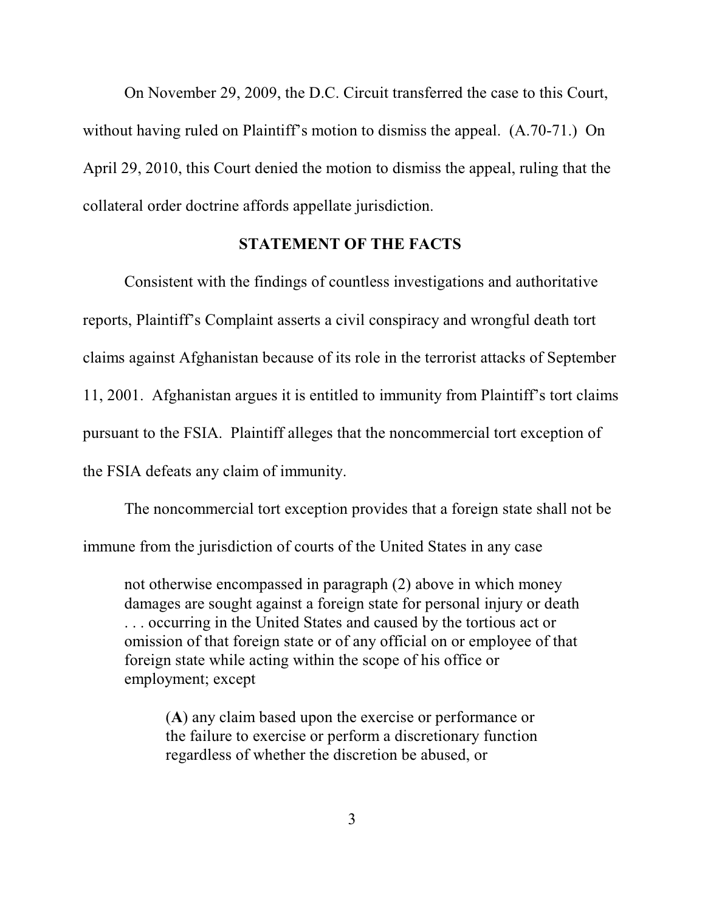On November 29, 2009, the D.C. Circuit transferred the case to this Court, without having ruled on Plaintiff's motion to dismiss the appeal. (A.70-71.) On April 29, 2010, this Court denied the motion to dismiss the appeal, ruling that the collateral order doctrine affords appellate jurisdiction.

## STATEMENT OF THE FACTS

Consistent with the findings of countless investigations and authoritative reports, Plaintiff's Complaint asserts a civil conspiracy and wrongful death tort claims against Afghanistan because of its role in the terrorist attacks of September 11, 2001. Afghanistan argues it is entitled to immunity from Plaintiff's tort claims pursuant to the FSIA. Plaintiff alleges that the noncommercial tort exception of the FSIA defeats any claim of immunity.

The noncommercial tort exception provides that a foreign state shall not be immune from the jurisdiction of courts of the United States in any case

> not otherwise encompassed in paragraph (2) above in which money damages are sought against a foreign state for personal injury or death . . . occurring in the United States and caused by the tortious act or omission of that foreign state or of any official on or employee of that foreign state while acting within the scope of his office or employment; except
>
> > (**A**) any claim based upon the exercise or performance or the failure to exercise or perform a discretionary function regardless of whether the discretion be abused, or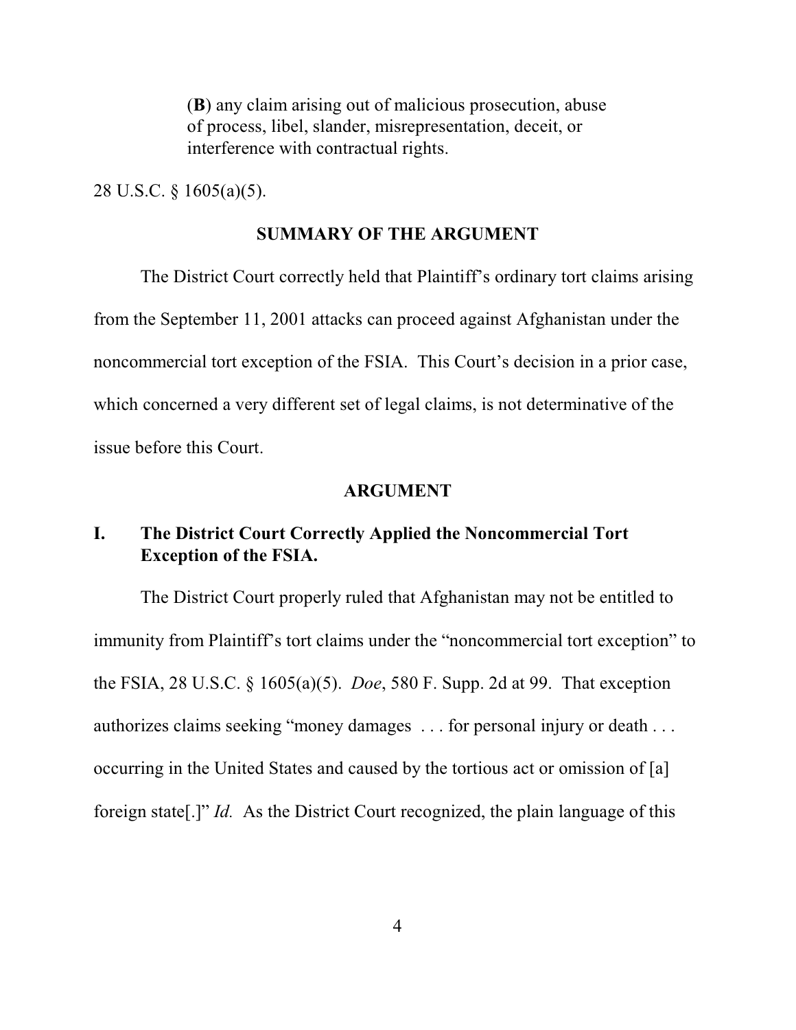(**B**) any claim arising out of malicious prosecution, abuse of process, libel, slander, misrepresentation, deceit, or interference with contractual rights.

28 U.S.C. § 1605(a)(5).

## SUMMARY OF THE ARGUMENT

The District Court correctly held that Plaintiff's ordinary tort claims arising from the September 11, 2001 attacks can proceed against Afghanistan under the noncommercial tort exception of the FSIA. This Court's decision in a prior case, which concerned a very different set of legal claims, is not determinative of the issue before this Court.

## ARGUMENT

### I. The District Court Correctly Applied the Noncommercial Tort Exception of the FSIA.

The District Court properly ruled that Afghanistan may not be entitled to immunity from Plaintiff's tort claims under the "noncommercial tort exception" to the FSIA, 28 U.S.C. § 1605(a)(5). *Doe*, 580 F. Supp. 2d at 99. That exception authorizes claims seeking "money damages . . . for personal injury or death . . . occurring in the United States and caused by the tortious act or omission of [a] foreign state[.]" *Id.* As the District Court recognized, the plain language of this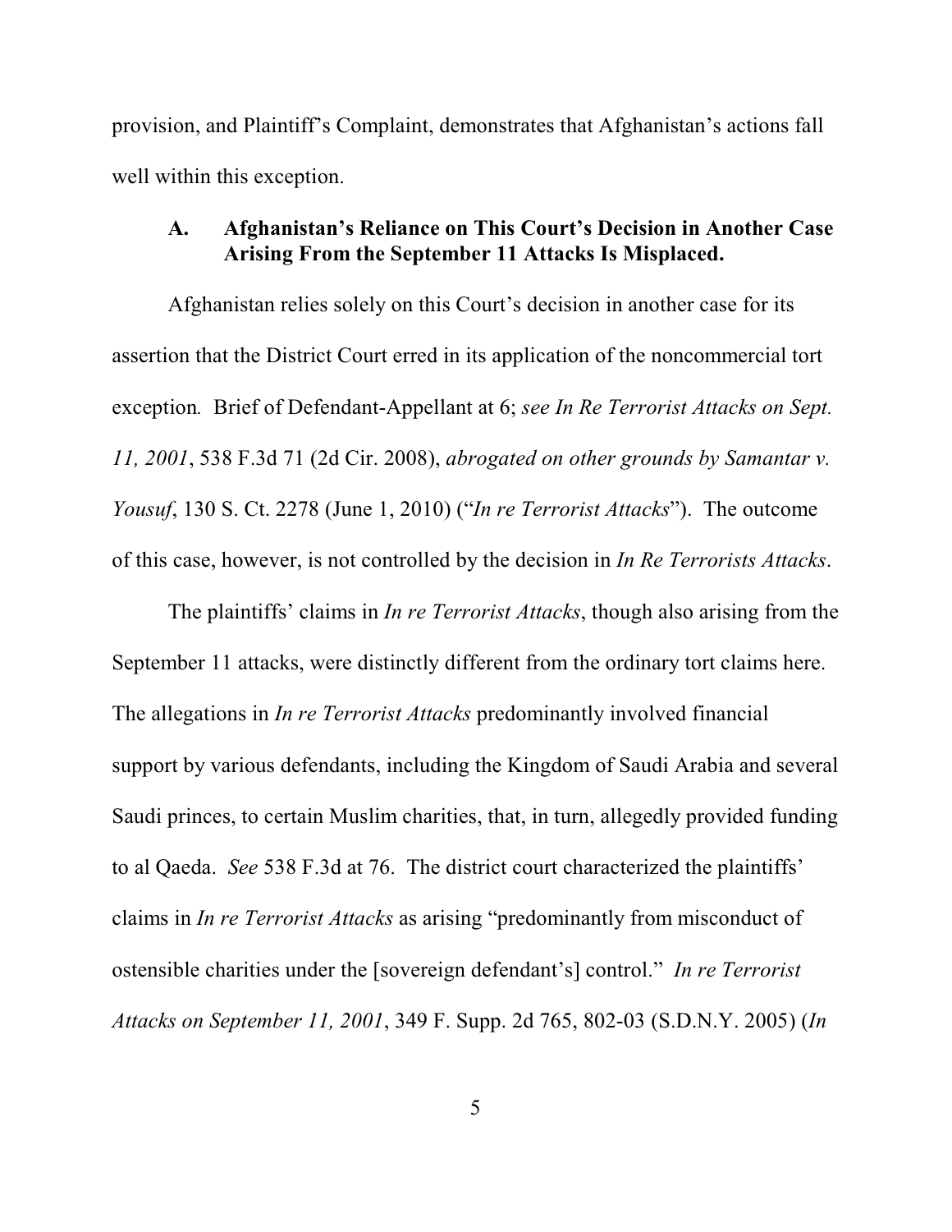provision, and Plaintiff's Complaint, demonstrates that Afghanistan's actions fall well within this exception.

### A. Afghanistan's Reliance on This Court's Decision in Another Case Arising From the September 11 Attacks Is Misplaced.

Afghanistan relies solely on this Court's decision in another case for its assertion that the District Court erred in its application of the noncommercial tort exception*.* Brief of Defendant-Appellant at 6; *see In Re Terrorist Attacks on Sept. 11, 2001*, 538 F.3d 71 (2d Cir. 2008), *abrogated on other grounds by Samantar v. Yousuf*, 130 S. Ct. 2278 (June 1, 2010) ("*In re Terrorist Attacks*"). The outcome of this case, however, is not controlled by the decision in *In Re Terrorists Attacks*.

The plaintiffs' claims in *In re Terrorist Attacks*, though also arising from the September 11 attacks, were distinctly different from the ordinary tort claims here. The allegations in *In re Terrorist Attacks* predominantly involved financial support by various defendants, including the Kingdom of Saudi Arabia and several Saudi princes, to certain Muslim charities, that, in turn, allegedly provided funding to al Qaeda. *See* 538 F.3d at 76. The district court characterized the plaintiffs' claims in *In re Terrorist Attacks* as arising "predominantly from misconduct of ostensible charities under the [sovereign defendant's] control." *In re Terrorist Attacks on September 11, 2001*, 349 F. Supp. 2d 765, 802-03 (S.D.N.Y. 2005) (*In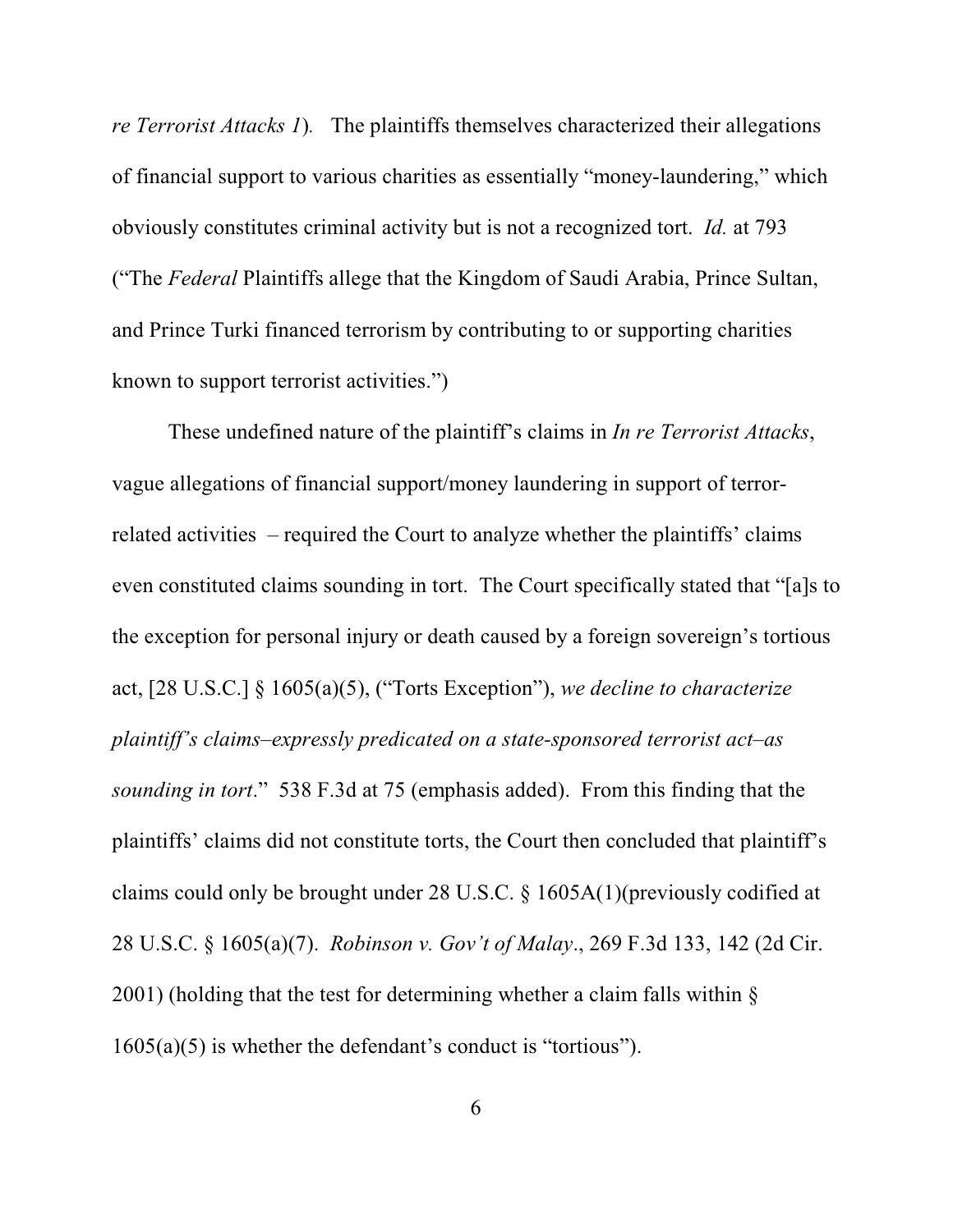*re Terrorist Attacks 1*). The plaintiffs themselves characterized their allegations of financial support to various charities as essentially "money-laundering," which obviously constitutes criminal activity but is not a recognized tort. *Id.* at 793 ("The *Federal* Plaintiffs allege that the Kingdom of Saudi Arabia, Prince Sultan, and Prince Turki financed terrorism by contributing to or supporting charities known to support terrorist activities.")

These undefined nature of the plaintiff's claims in *In re Terrorist Attacks*, vague allegations of financial support/money laundering in support of terror-related activities – required the Court to analyze whether the plaintiffs' claims even constituted claims sounding in tort. The Court specifically stated that "[a]s to the exception for personal injury or death caused by a foreign sovereign's tortious act, [28 U.S.C.] § 1605(a)(5), ("Torts Exception"), *we decline to characterize plaintiff's claims–expressly predicated on a state-sponsored terrorist act–as sounding in tort*." 538 F.3d at 75 (emphasis added). From this finding that the plaintiffs' claims did not constitute torts, the Court then concluded that plaintiff's claims could only be brought under 28 U.S.C. § 1605A(1)(previously codified at 28 U.S.C. § 1605(a)(7). *Robinson v. Gov't of Malay*., 269 F.3d 133, 142 (2d Cir. 2001) (holding that the test for determining whether a claim falls within § 1605(a)(5) is whether the defendant's conduct is "tortious").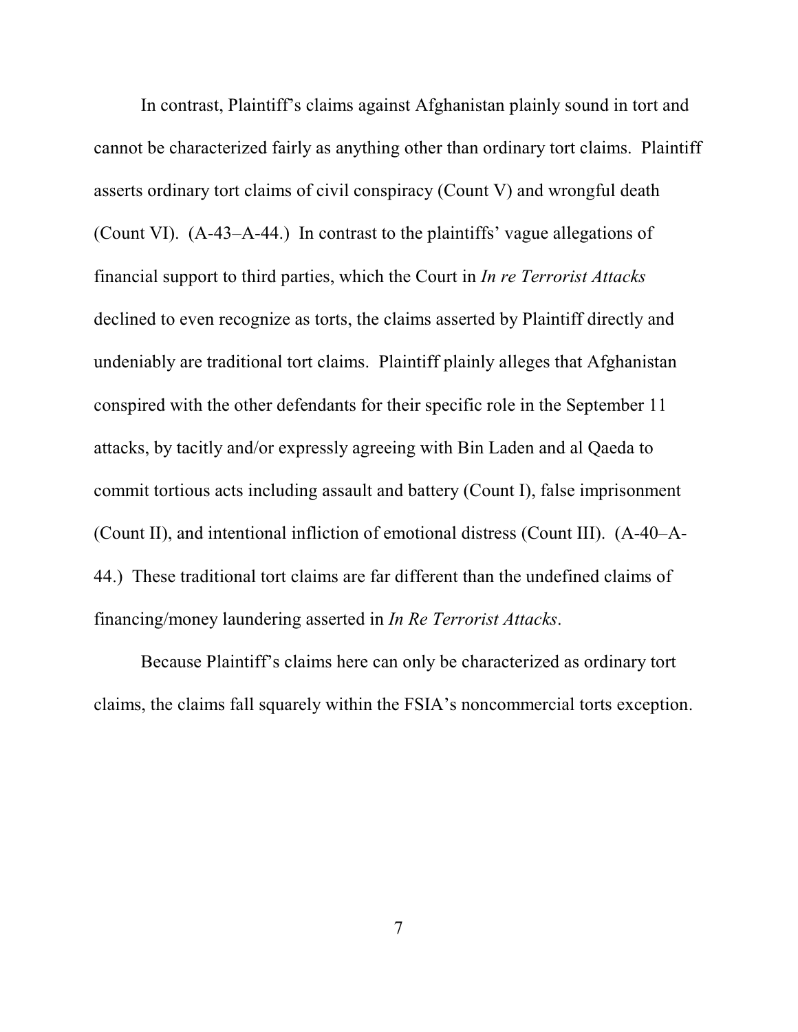In contrast, Plaintiff's claims against Afghanistan plainly sound in tort and cannot be characterized fairly as anything other than ordinary tort claims. Plaintiff asserts ordinary tort claims of civil conspiracy (Count V) and wrongful death (Count VI). (A-43–A-44.) In contrast to the plaintiffs' vague allegations of financial support to third parties, which the Court in *In re Terrorist Attacks* declined to even recognize as torts, the claims asserted by Plaintiff directly and undeniably are traditional tort claims. Plaintiff plainly alleges that Afghanistan conspired with the other defendants for their specific role in the September 11 attacks, by tacitly and/or expressly agreeing with Bin Laden and al Qaeda to commit tortious acts including assault and battery (Count I), false imprisonment (Count II), and intentional infliction of emotional distress (Count III). (A-40–A-44.) These traditional tort claims are far different than the undefined claims of financing/money laundering asserted in *In Re Terrorist Attacks*.

Because Plaintiff's claims here can only be characterized as ordinary tort claims, the claims fall squarely within the FSIA's noncommercial torts exception.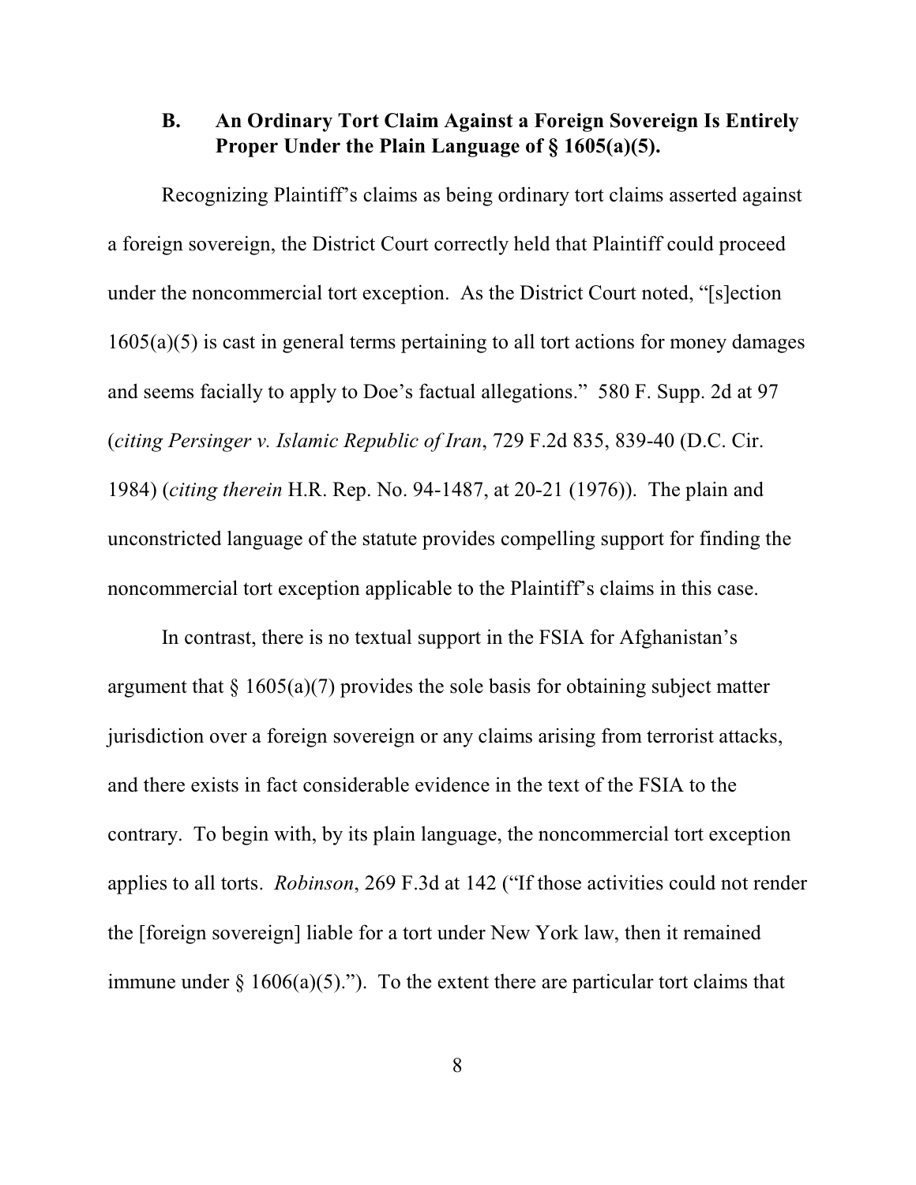### B. An Ordinary Tort Claim Against a Foreign Sovereign Is Entirely Proper Under the Plain Language of § 1605(a)(5).

Recognizing Plaintiff's claims as being ordinary tort claims asserted against a foreign sovereign, the District Court correctly held that Plaintiff could proceed under the noncommercial tort exception. As the District Court noted, "[s]ection 1605(a)(5) is cast in general terms pertaining to all tort actions for money damages and seems facially to apply to Doe's factual allegations." 580 F. Supp. 2d at 97 (*citing Persinger v. Islamic Republic of Iran*, 729 F.2d 835, 839-40 (D.C. Cir. 1984) (*citing therein* H.R. Rep. No. 94-1487, at 20-21 (1976)). The plain and unconstricted language of the statute provides compelling support for finding the noncommercial tort exception applicable to the Plaintiff's claims in this case.

In contrast, there is no textual support in the FSIA for Afghanistan's argument that § 1605(a)(7) provides the sole basis for obtaining subject matter jurisdiction over a foreign sovereign or any claims arising from terrorist attacks, and there exists in fact considerable evidence in the text of the FSIA to the contrary. To begin with, by its plain language, the noncommercial tort exception applies to all torts. *Robinson*, 269 F.3d at 142 ("If those activities could not render the [foreign sovereign] liable for a tort under New York law, then it remained immune under § 1606(a)(5)."). To the extent there are particular tort claims that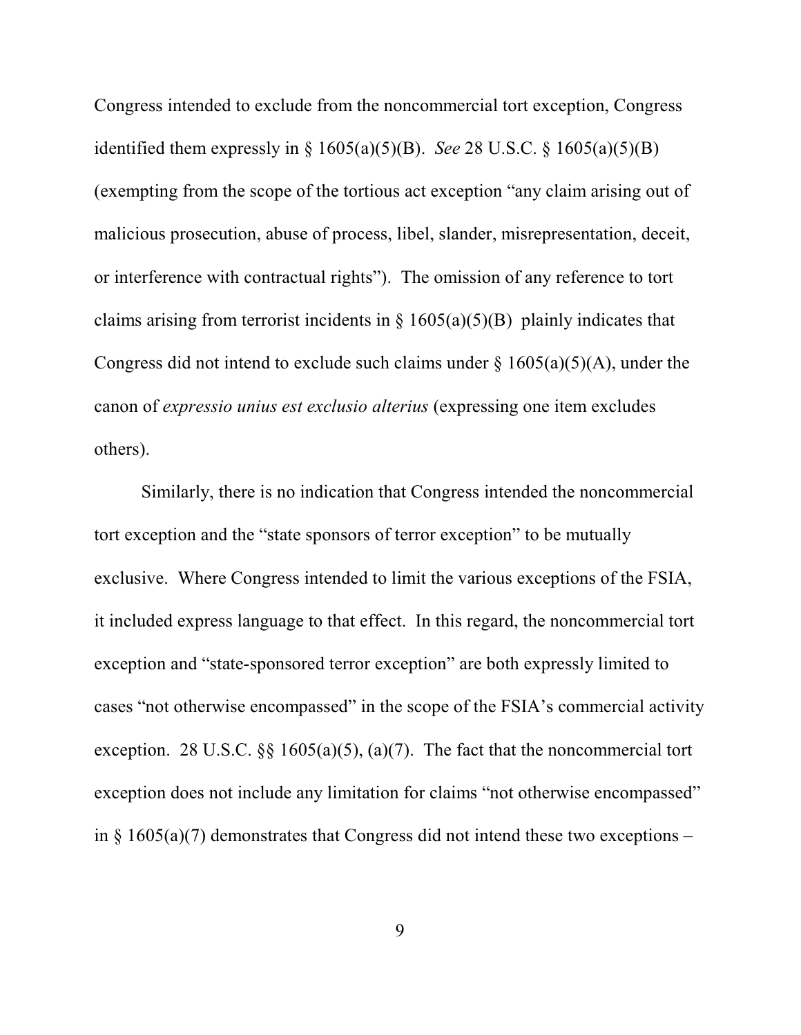Congress intended to exclude from the noncommercial tort exception, Congress identified them expressly in § 1605(a)(5)(B). *See* 28 U.S.C. § 1605(a)(5)(B) (exempting from the scope of the tortious act exception "any claim arising out of malicious prosecution, abuse of process, libel, slander, misrepresentation, deceit, or interference with contractual rights"). The omission of any reference to tort claims arising from terrorist incidents in § 1605(a)(5)(B) plainly indicates that Congress did not intend to exclude such claims under § 1605(a)(5)(A), under the canon of *expressio unius est exclusio alterius* (expressing one item excludes others).

Similarly, there is no indication that Congress intended the noncommercial tort exception and the "state sponsors of terror exception" to be mutually exclusive. Where Congress intended to limit the various exceptions of the FSIA, it included express language to that effect. In this regard, the noncommercial tort exception and "state-sponsored terror exception" are both expressly limited to cases "not otherwise encompassed" in the scope of the FSIA's commercial activity exception. 28 U.S.C. §§ 1605(a)(5), (a)(7). The fact that the noncommercial tort exception does not include any limitation for claims "not otherwise encompassed" in § 1605(a)(7) demonstrates that Congress did not intend these two exceptions –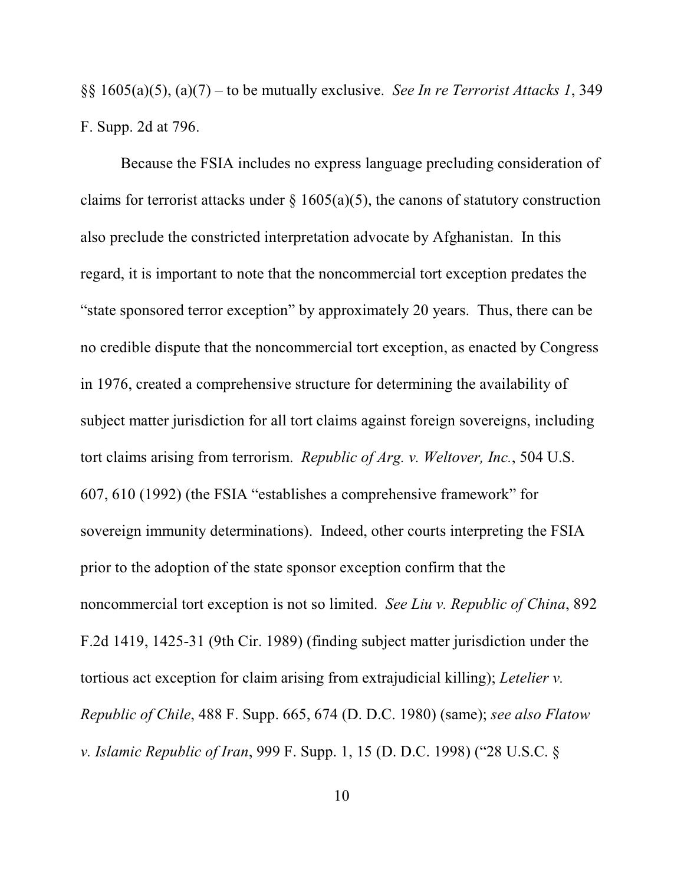§§ 1605(a)(5), (a)(7) – to be mutually exclusive. *See In re Terrorist Attacks 1*, 349 F. Supp. 2d at 796.

Because the FSIA includes no express language precluding consideration of claims for terrorist attacks under § 1605(a)(5), the canons of statutory construction also preclude the constricted interpretation advocate by Afghanistan. In this regard, it is important to note that the noncommercial tort exception predates the "state sponsored terror exception" by approximately 20 years. Thus, there can be no credible dispute that the noncommercial tort exception, as enacted by Congress in 1976, created a comprehensive structure for determining the availability of subject matter jurisdiction for all tort claims against foreign sovereigns, including tort claims arising from terrorism. *Republic of Arg. v. Weltover, Inc.*, 504 U.S. 607, 610 (1992) (the FSIA "establishes a comprehensive framework" for sovereign immunity determinations). Indeed, other courts interpreting the FSIA prior to the adoption of the state sponsor exception confirm that the noncommercial tort exception is not so limited. *See Liu v. Republic of China*, 892 F.2d 1419, 1425-31 (9th Cir. 1989) (finding subject matter jurisdiction under the tortious act exception for claim arising from extrajudicial killing); *Letelier v. Republic of Chile*, 488 F. Supp. 665, 674 (D. D.C. 1980) (same); *see also Flatow v. Islamic Republic of Iran*, 999 F. Supp. 1, 15 (D. D.C. 1998) ("28 U.S.C. §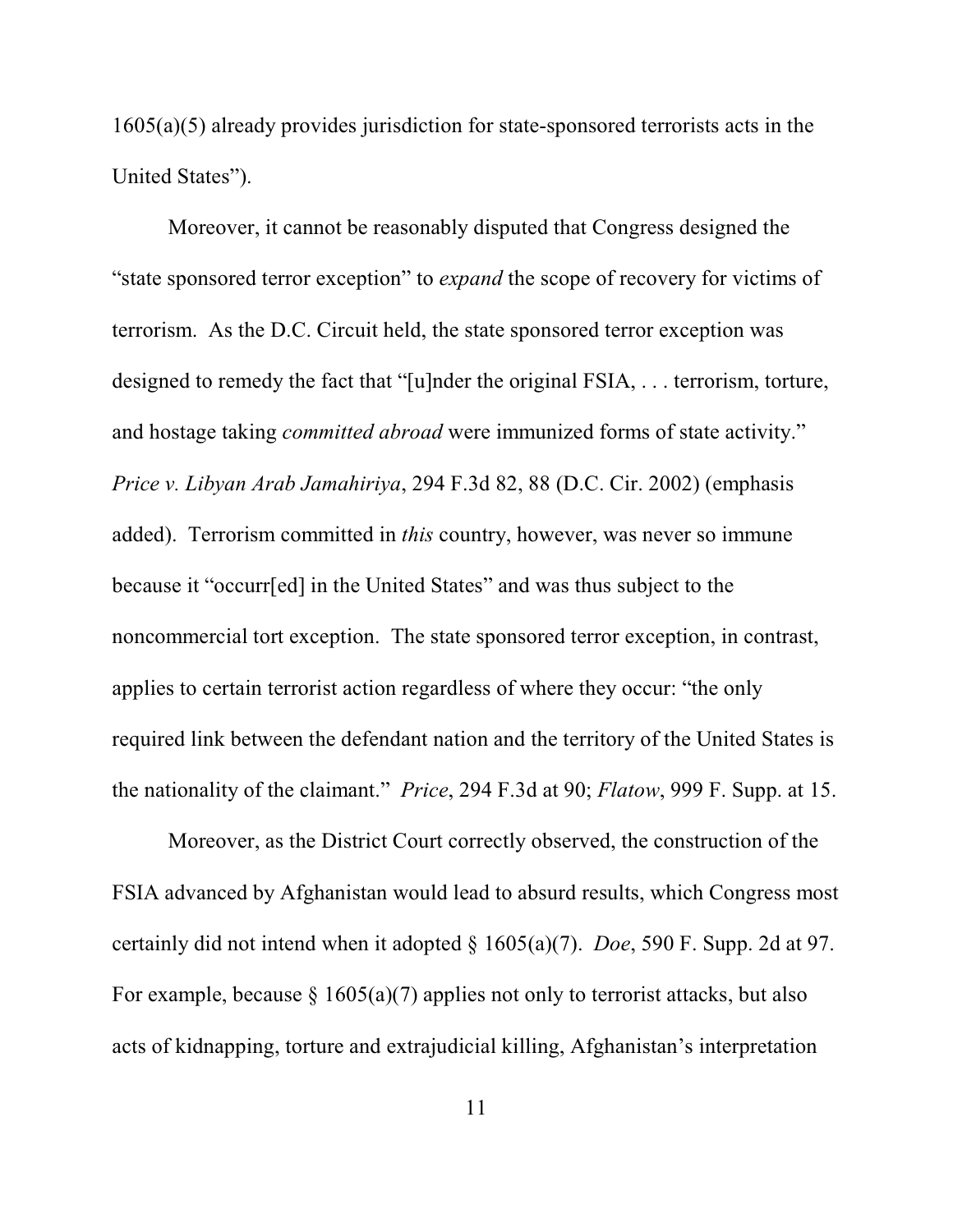1605(a)(5) already provides jurisdiction for state-sponsored terrorists acts in the United States").

Moreover, it cannot be reasonably disputed that Congress designed the "state sponsored terror exception" to *expand* the scope of recovery for victims of terrorism. As the D.C. Circuit held, the state sponsored terror exception was designed to remedy the fact that "[u]nder the original FSIA, . . . terrorism, torture, and hostage taking *committed abroad* were immunized forms of state activity." *Price v. Libyan Arab Jamahiriya*, 294 F.3d 82, 88 (D.C. Cir. 2002) (emphasis added). Terrorism committed in *this* country, however, was never so immune because it "occurr[ed] in the United States" and was thus subject to the noncommercial tort exception. The state sponsored terror exception, in contrast, applies to certain terrorist action regardless of where they occur: "the only required link between the defendant nation and the territory of the United States is the nationality of the claimant." *Price*, 294 F.3d at 90; *Flatow*, 999 F. Supp. at 15.

Moreover, as the District Court correctly observed, the construction of the FSIA advanced by Afghanistan would lead to absurd results, which Congress most certainly did not intend when it adopted § 1605(a)(7). *Doe*, 590 F. Supp. 2d at 97. For example, because § 1605(a)(7) applies not only to terrorist attacks, but also acts of kidnapping, torture and extrajudicial killing, Afghanistan's interpretation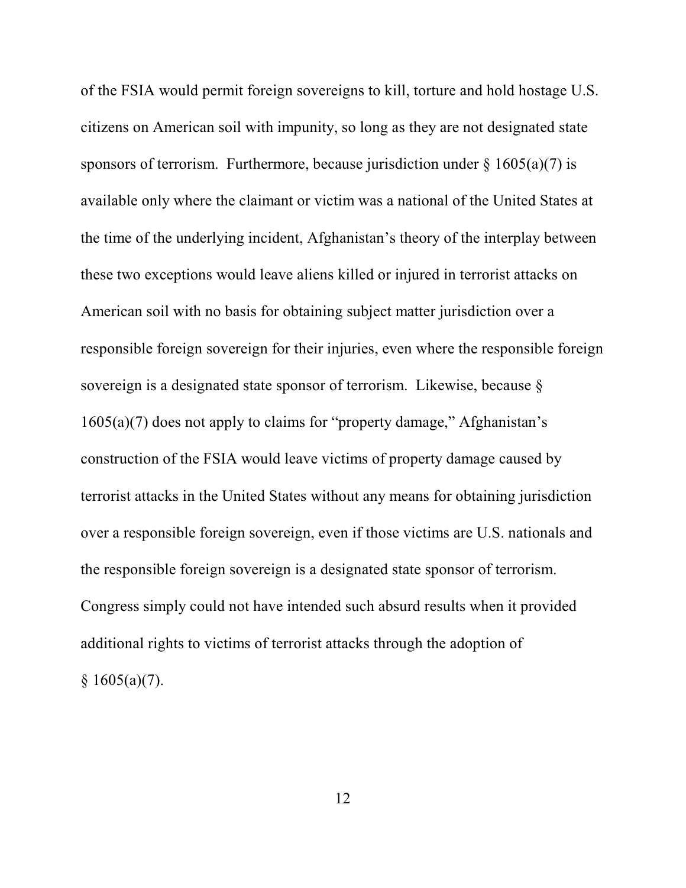of the FSIA would permit foreign sovereigns to kill, torture and hold hostage U.S. citizens on American soil with impunity, so long as they are not designated state sponsors of terrorism. Furthermore, because jurisdiction under § 1605(a)(7) is available only where the claimant or victim was a national of the United States at the time of the underlying incident, Afghanistan's theory of the interplay between these two exceptions would leave aliens killed or injured in terrorist attacks on American soil with no basis for obtaining subject matter jurisdiction over a responsible foreign sovereign for their injuries, even where the responsible foreign sovereign is a designated state sponsor of terrorism. Likewise, because § 1605(a)(7) does not apply to claims for "property damage," Afghanistan's construction of the FSIA would leave victims of property damage caused by terrorist attacks in the United States without any means for obtaining jurisdiction over a responsible foreign sovereign, even if those victims are U.S. nationals and the responsible foreign sovereign is a designated state sponsor of terrorism. Congress simply could not have intended such absurd results when it provided additional rights to victims of terrorist attacks through the adoption of § 1605(a)(7).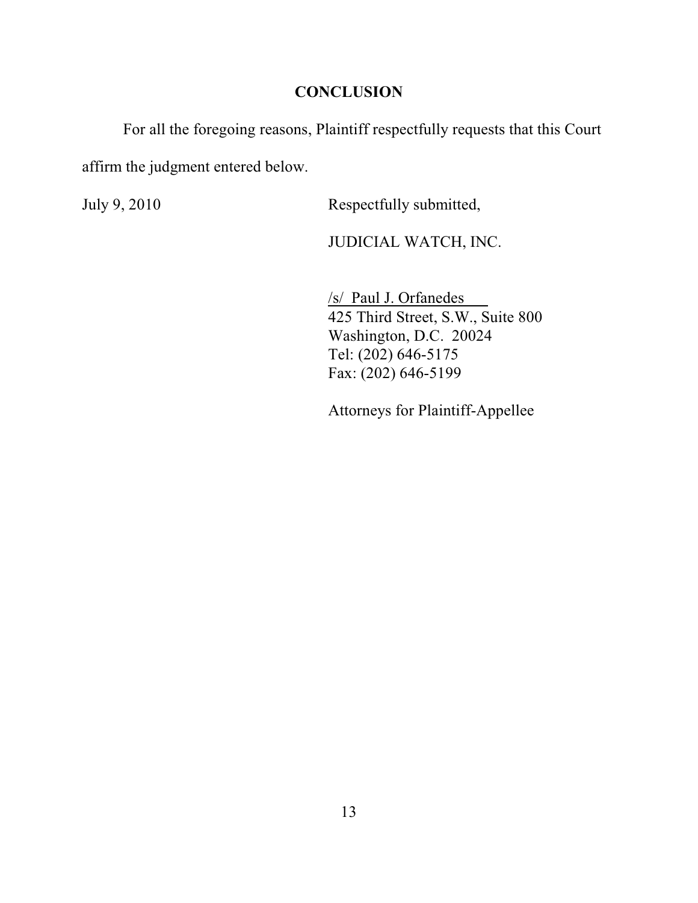## CONCLUSION

For all the foregoing reasons, Plaintiff respectfully requests that this Court affirm the judgment entered below.

July 9, 2010

Respectfully submitted,

JUDICIAL WATCH, INC.

/s/ Paul J. Orfanedes
425 Third Street, S.W., Suite 800
Washington, D.C. 20024
Tel: (202) 646-5175
Fax: (202) 646-5199

Attorneys for Plaintiff-Appellee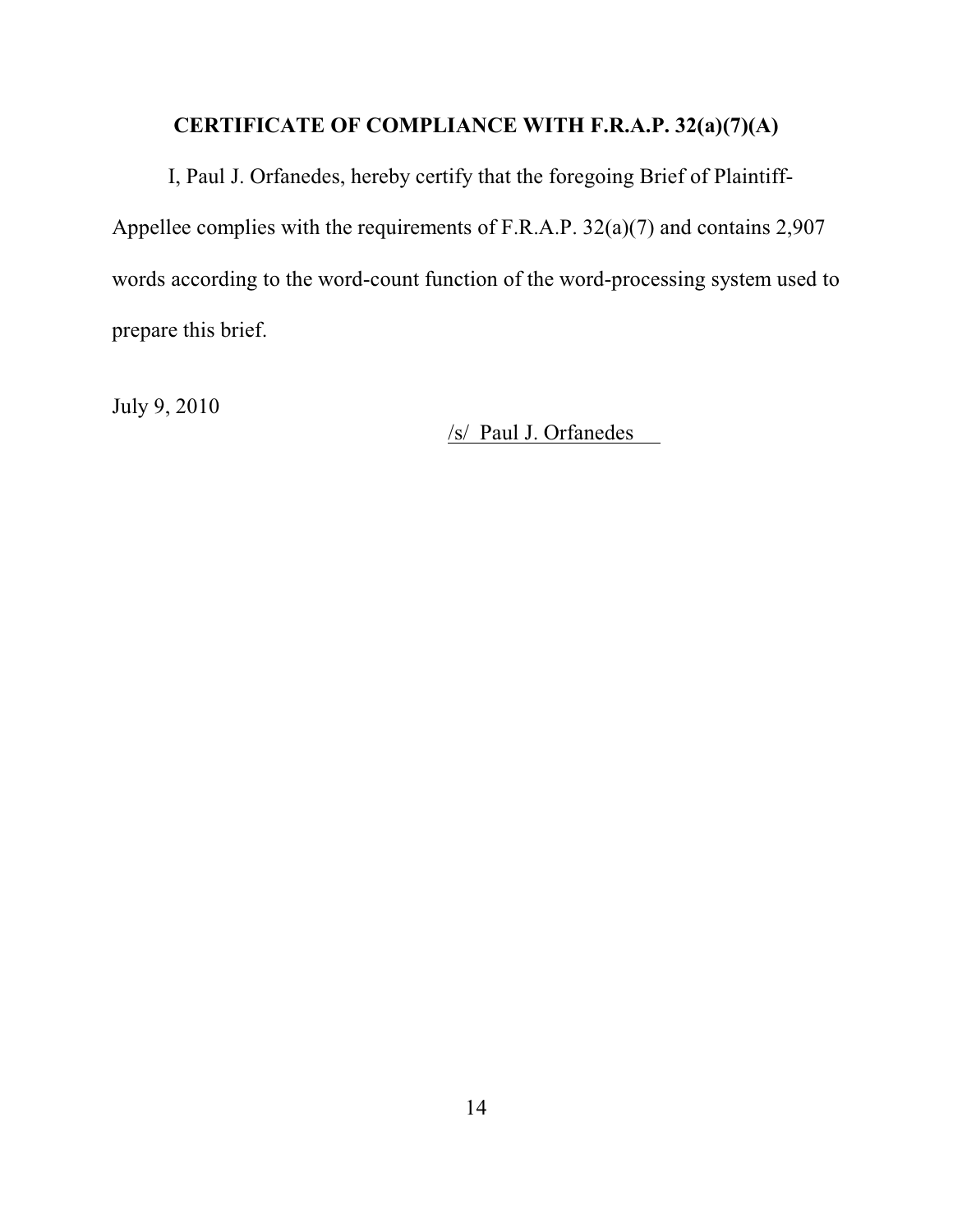## CERTIFICATE OF COMPLIANCE WITH F.R.A.P. 32(a)(7)(A)

I, Paul J. Orfanedes, hereby certify that the foregoing Brief of Plaintiff-Appellee complies with the requirements of F.R.A.P. 32(a)(7) and contains 2,907 words according to the word-count function of the word-processing system used to prepare this brief.

July 9, 2010

/s/ Paul J. Orfanedes